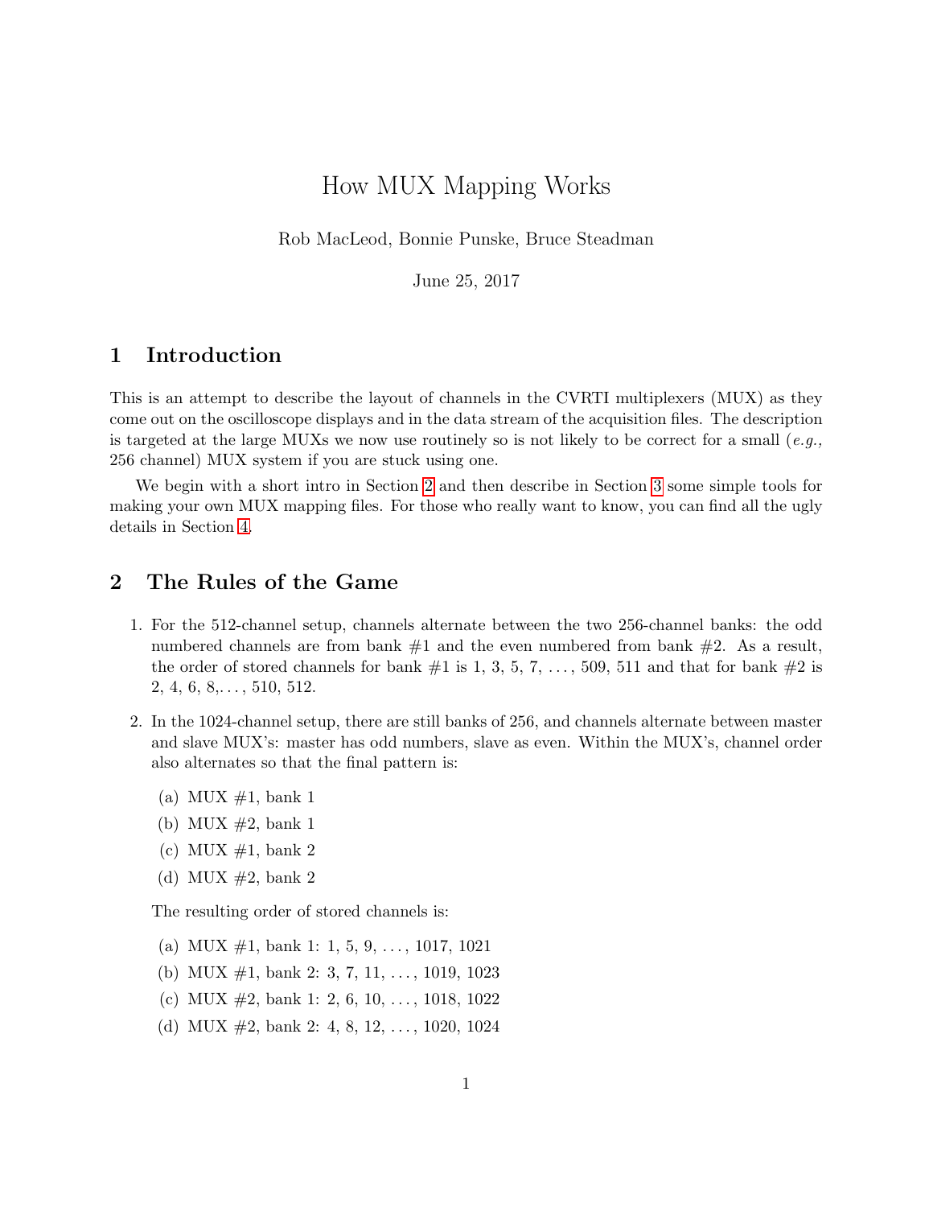# How MUX Mapping Works

Rob MacLeod, Bonnie Punske, Bruce Steadman

June 25, 2017

## 1 Introduction

This is an attempt to describe the layout of channels in the CVRTI multiplexers (MUX) as they come out on the oscilloscope displays and in the data stream of the acquisition files. The description is targeted at the large MUXs we now use routinely so is not likely to be correct for a small (*e.g.,* 256 channel) MUX system if you are stuck using one.

We begin with a short intro in Section 2 and then describe in Section 3 some simple tools for making your own MUX mapping files. For those who really want to know, you can find all the ugly details in Section 4.

## 2 The Rules of the Game

1. For the 512-channel setup, channels alternate between the two 256-channel banks: the odd numbered channels are from bank #1 and the even numbered from bank #2. As a result, the order of stored channels for bank #1 is 1, 3, 5, 7, ..., 509, 511 and that for bank #2 is 2, 4, 6, 8,..., 510, 512.

2. In the 1024-channel setup, there are still banks of 256, and channels alternate between master and slave MUX's: master has odd numbers, slave as even. Within the MUX's, channel order also alternates so that the final pattern is:

   (a) MUX #1, bank 1
   
   (b) MUX #2, bank 1
   
   (c) MUX #1, bank 2
   
   (d) MUX #2, bank 2

   The resulting order of stored channels is:

   (a) MUX #1, bank 1: 1, 5, 9, ..., 1017, 1021
   
   (b) MUX #1, bank 2: 3, 7, 11, ..., 1019, 1023
   
   (c) MUX #2, bank 1: 2, 6, 10, ..., 1018, 1022
   
   (d) MUX #2, bank 2: 4, 8, 12, ..., 1020, 1024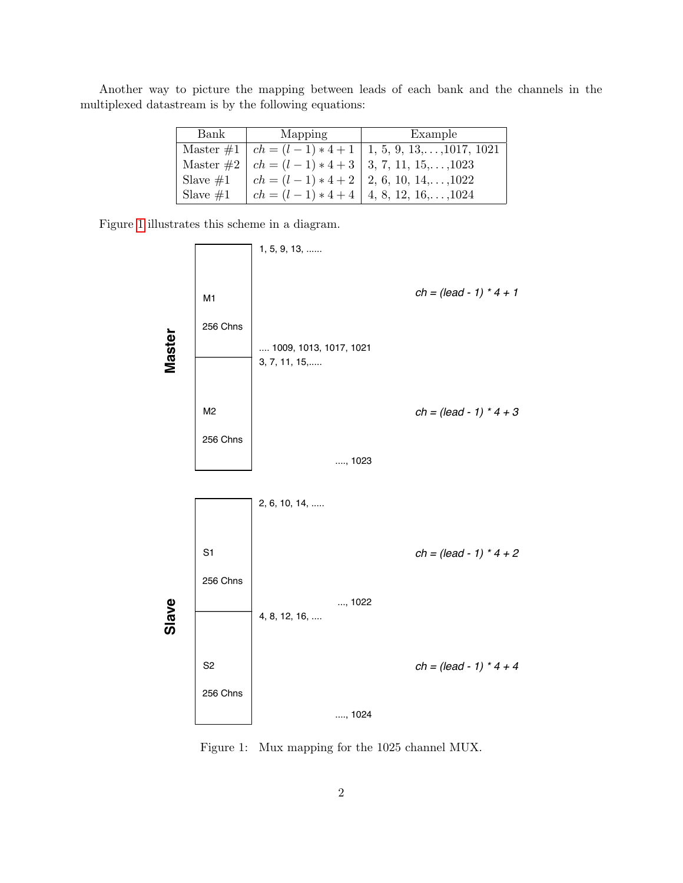Another way to picture the mapping between leads of each bank and the channels in the multiplexed datastream is by the following equations:

| Bank | Mapping | Example |
|---|---|---|
| Master #1 | $ch = (l-1)*4+1$ | 1, 5, 9, 13,...,1017, 1021 |
| Master #2 | $ch = (l-1)*4+3$ | 3, 7, 11, 15,...,1023 |
| Slave #1 | $ch = (l-1)*4+2$ | 2, 6, 10, 14,...,1022 |
| Slave #1 | $ch = (l-1)*4+4$ | 4, 8, 12, 16,...,1024 |

Figure 1 illustrates this scheme in a diagram.

**Master**

| Bank | Channels | Mapping |
|---|---|---|
| M1 (256 Chns) | 1, 5, 9, 13, ...... .... 1009, 1013, 1017, 1021 | *ch = (lead - 1) * 4 + 1* |
| M2 (256 Chns) | 3, 7, 11, 15,..... ...., 1023 | *ch = (lead - 1) * 4 + 3* |

**Slave**

| Bank | Channels | Mapping |
|---|---|---|
| S1 (256 Chns) | 2, 6, 10, 14, ..... ..., 1022 | *ch = (lead - 1) * 4 + 2* |
| S2 (256 Chns) | 4, 8, 12, 16, .... ...., 1024 | *ch = (lead - 1) * 4 + 4* |

Figure 1: Mux mapping for the 1025 channel MUX.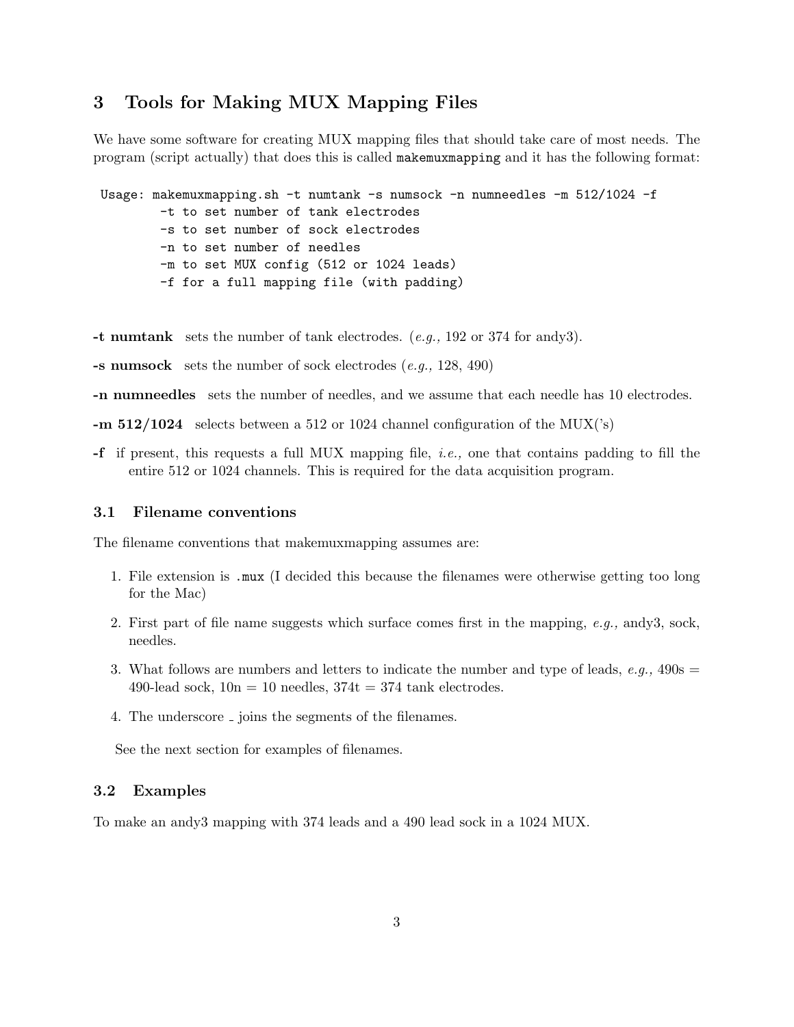## 3 Tools for Making MUX Mapping Files

We have some software for creating MUX mapping files that should take care of most needs. The program (script actually) that does this is called `makemuxmapping` and it has the following format:

```
Usage: makemuxmapping.sh -t numtank -s numsock -n numneedles -m 512/1024 -f
        -t to set number of tank electrodes
        -s to set number of sock electrodes
        -n to set number of needles
        -m to set MUX config (512 or 1024 leads)
        -f for a full mapping file (with padding)
```

**-t numtank** sets the number of tank electrodes. (*e.g.,* 192 or 374 for andy3).

**-s numsock** sets the number of sock electrodes (*e.g.,* 128, 490)

**-n numneedles** sets the number of needles, and we assume that each needle has 10 electrodes.

**-m 512/1024** selects between a 512 or 1024 channel configuration of the MUX('s)

**-f** if present, this requests a full MUX mapping file, *i.e.,* one that contains padding to fill the entire 512 or 1024 channels. This is required for the data acquisition program.

### 3.1 Filename conventions

The filename conventions that makemuxmapping assumes are:

1. File extension is `.mux` (I decided this because the filenames were otherwise getting too long for the Mac)
2. First part of file name suggests which surface comes first in the mapping, *e.g.,* andy3, sock, needles.
3. What follows are numbers and letters to indicate the number and type of leads, *e.g.,* 490s = 490-lead sock, 10n = 10 needles, 374t = 374 tank electrodes.
4. The underscore _ joins the segments of the filenames.

See the next section for examples of filenames.

### 3.2 Examples

To make an andy3 mapping with 374 leads and a 490 lead sock in a 1024 MUX.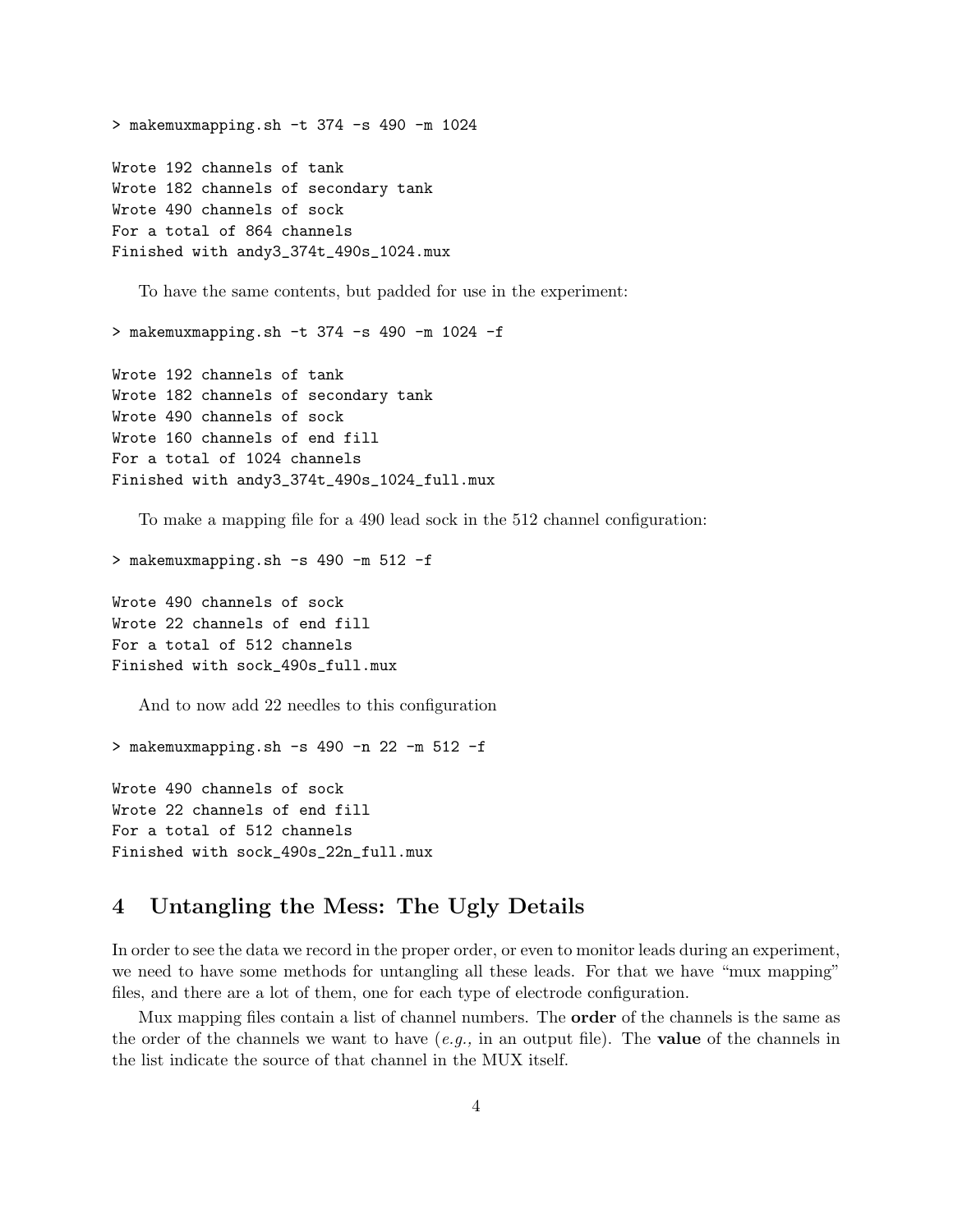```
> makemuxmapping.sh -t 374 -s 490 -m 1024

Wrote 192 channels of tank
Wrote 182 channels of secondary tank
Wrote 490 channels of sock
For a total of 864 channels
Finished with andy3_374t_490s_1024.mux
```

To have the same contents, but padded for use in the experiment:

```
> makemuxmapping.sh -t 374 -s 490 -m 1024 -f

Wrote 192 channels of tank
Wrote 182 channels of secondary tank
Wrote 490 channels of sock
Wrote 160 channels of end fill
For a total of 1024 channels
Finished with andy3_374t_490s_1024_full.mux
```

To make a mapping file for a 490 lead sock in the 512 channel configuration:

```
> makemuxmapping.sh -s 490 -m 512 -f

Wrote 490 channels of sock
Wrote 22 channels of end fill
For a total of 512 channels
Finished with sock_490s_full.mux
```

And to now add 22 needles to this configuration

```
> makemuxmapping.sh -s 490 -n 22 -m 512 -f

Wrote 490 channels of sock
Wrote 22 channels of end fill
For a total of 512 channels
Finished with sock_490s_22n_full.mux
```

## 4 Untangling the Mess: The Ugly Details

In order to see the data we record in the proper order, or even to monitor leads during an experiment, we need to have some methods for untangling all these leads. For that we have "mux mapping" files, and there are a lot of them, one for each type of electrode configuration.

Mux mapping files contain a list of channel numbers. The **order** of the channels is the same as the order of the channels we want to have (*e.g.,* in an output file). The **value** of the channels in the list indicate the source of that channel in the MUX itself.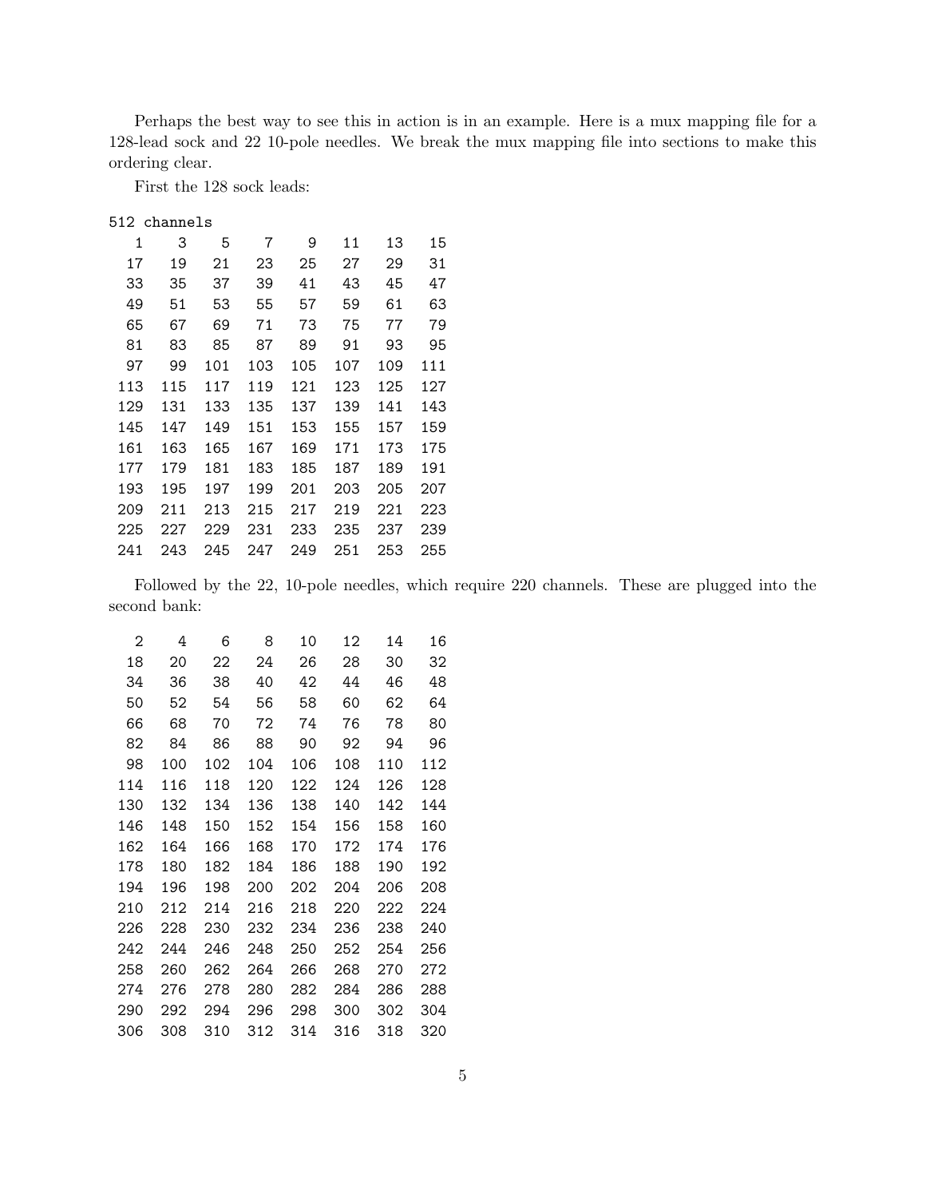Perhaps the best way to see this in action is in an example. Here is a mux mapping file for a 128-lead sock and 22 10-pole needles. We break the mux mapping file into sections to make this ordering clear.

First the 128 sock leads:

```
512 channels
   1    3    5    7    9   11   13   15
  17   19   21   23   25   27   29   31
  33   35   37   39   41   43   45   47
  49   51   53   55   57   59   61   63
  65   67   69   71   73   75   77   79
  81   83   85   87   89   91   93   95
  97   99  101  103  105  107  109  111
 113  115  117  119  121  123  125  127
 129  131  133  135  137  139  141  143
 145  147  149  151  153  155  157  159
 161  163  165  167  169  171  173  175
 177  179  181  183  185  187  189  191
 193  195  197  199  201  203  205  207
 209  211  213  215  217  219  221  223
 225  227  229  231  233  235  237  239
 241  243  245  247  249  251  253  255
```

Followed by the 22, 10-pole needles, which require 220 channels. These are plugged into the second bank:

```
   2    4    6    8   10   12   14   16
  18   20   22   24   26   28   30   32
  34   36   38   40   42   44   46   48
  50   52   54   56   58   60   62   64
  66   68   70   72   74   76   78   80
  82   84   86   88   90   92   94   96
  98  100  102  104  106  108  110  112
 114  116  118  120  122  124  126  128
 130  132  134  136  138  140  142  144
 146  148  150  152  154  156  158  160
 162  164  166  168  170  172  174  176
 178  180  182  184  186  188  190  192
 194  196  198  200  202  204  206  208
 210  212  214  216  218  220  222  224
 226  228  230  232  234  236  238  240
 242  244  246  248  250  252  254  256
 258  260  262  264  266  268  270  272
 274  276  278  280  282  284  286  288
 290  292  294  296  298  300  302  304
 306  308  310  312  314  316  318  320
```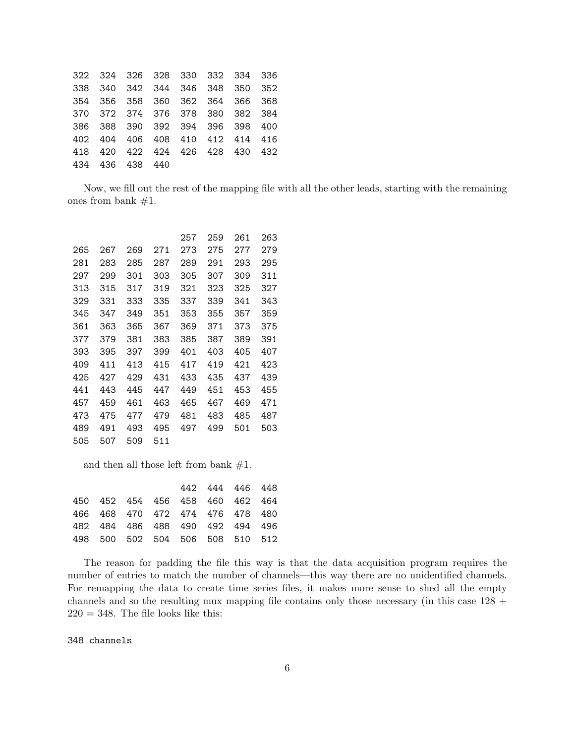```
322  324  326  328  330  332  334  336
338  340  342  344  346  348  350  352
354  356  358  360  362  364  366  368
370  372  374  376  378  380  382  384
386  388  390  392  394  396  398  400
402  404  406  408  410  412  414  416
418  420  422  424  426  428  430  432
434  436  438  440
```

Now, we fill out the rest of the mapping file with all the other leads, starting with the remaining ones from bank #1.

```
                    257  259  261  263
265  267  269  271  273  275  277  279
281  283  285  287  289  291  293  295
297  299  301  303  305  307  309  311
313  315  317  319  321  323  325  327
329  331  333  335  337  339  341  343
345  347  349  351  353  355  357  359
361  363  365  367  369  371  373  375
377  379  381  383  385  387  389  391
393  395  397  399  401  403  405  407
409  411  413  415  417  419  421  423
425  427  429  431  433  435  437  439
441  443  445  447  449  451  453  455
457  459  461  463  465  467  469  471
473  475  477  479  481  483  485  487
489  491  493  495  497  499  501  503
505  507  509  511
```

and then all those left from bank #1.

```
                    442  444  446  448
450  452  454  456  458  460  462  464
466  468  470  472  474  476  478  480
482  484  486  488  490  492  494  496
498  500  502  504  506  508  510  512
```

The reason for padding the file this way is that the data acquisition program requires the number of entries to match the number of channels—this way there are no unidentified channels. For remapping the data to create time series files, it makes more sense to shed all the empty channels and so the resulting mux mapping file contains only those necessary (in this case $128 + 220 = 348$. The file looks like this:

```
348 channels
```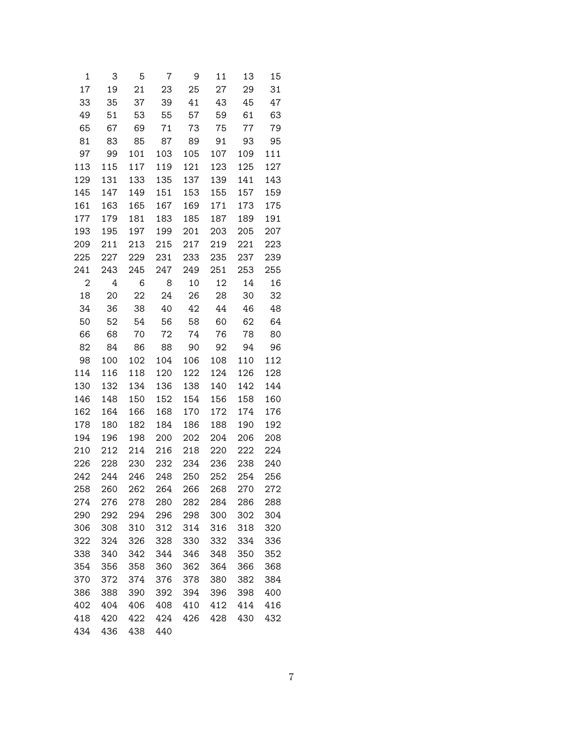| | | | | | | | |
|---|---|---|---|---|---|---|---|
| 1 | 3 | 5 | 7 | 9 | 11 | 13 | 15 |
| 17 | 19 | 21 | 23 | 25 | 27 | 29 | 31 |
| 33 | 35 | 37 | 39 | 41 | 43 | 45 | 47 |
| 49 | 51 | 53 | 55 | 57 | 59 | 61 | 63 |
| 65 | 67 | 69 | 71 | 73 | 75 | 77 | 79 |
| 81 | 83 | 85 | 87 | 89 | 91 | 93 | 95 |
| 97 | 99 | 101 | 103 | 105 | 107 | 109 | 111 |
| 113 | 115 | 117 | 119 | 121 | 123 | 125 | 127 |
| 129 | 131 | 133 | 135 | 137 | 139 | 141 | 143 |
| 145 | 147 | 149 | 151 | 153 | 155 | 157 | 159 |
| 161 | 163 | 165 | 167 | 169 | 171 | 173 | 175 |
| 177 | 179 | 181 | 183 | 185 | 187 | 189 | 191 |
| 193 | 195 | 197 | 199 | 201 | 203 | 205 | 207 |
| 209 | 211 | 213 | 215 | 217 | 219 | 221 | 223 |
| 225 | 227 | 229 | 231 | 233 | 235 | 237 | 239 |
| 241 | 243 | 245 | 247 | 249 | 251 | 253 | 255 |
| 2 | 4 | 6 | 8 | 10 | 12 | 14 | 16 |
| 18 | 20 | 22 | 24 | 26 | 28 | 30 | 32 |
| 34 | 36 | 38 | 40 | 42 | 44 | 46 | 48 |
| 50 | 52 | 54 | 56 | 58 | 60 | 62 | 64 |
| 66 | 68 | 70 | 72 | 74 | 76 | 78 | 80 |
| 82 | 84 | 86 | 88 | 90 | 92 | 94 | 96 |
| 98 | 100 | 102 | 104 | 106 | 108 | 110 | 112 |
| 114 | 116 | 118 | 120 | 122 | 124 | 126 | 128 |
| 130 | 132 | 134 | 136 | 138 | 140 | 142 | 144 |
| 146 | 148 | 150 | 152 | 154 | 156 | 158 | 160 |
| 162 | 164 | 166 | 168 | 170 | 172 | 174 | 176 |
| 178 | 180 | 182 | 184 | 186 | 188 | 190 | 192 |
| 194 | 196 | 198 | 200 | 202 | 204 | 206 | 208 |
| 210 | 212 | 214 | 216 | 218 | 220 | 222 | 224 |
| 226 | 228 | 230 | 232 | 234 | 236 | 238 | 240 |
| 242 | 244 | 246 | 248 | 250 | 252 | 254 | 256 |
| 258 | 260 | 262 | 264 | 266 | 268 | 270 | 272 |
| 274 | 276 | 278 | 280 | 282 | 284 | 286 | 288 |
| 290 | 292 | 294 | 296 | 298 | 300 | 302 | 304 |
| 306 | 308 | 310 | 312 | 314 | 316 | 318 | 320 |
| 322 | 324 | 326 | 328 | 330 | 332 | 334 | 336 |
| 338 | 340 | 342 | 344 | 346 | 348 | 350 | 352 |
| 354 | 356 | 358 | 360 | 362 | 364 | 366 | 368 |
| 370 | 372 | 374 | 376 | 378 | 380 | 382 | 384 |
| 386 | 388 | 390 | 392 | 394 | 396 | 398 | 400 |
| 402 | 404 | 406 | 408 | 410 | 412 | 414 | 416 |
| 418 | 420 | 422 | 424 | 426 | 428 | 430 | 432 |
| 434 | 436 | 438 | 440 | | | | |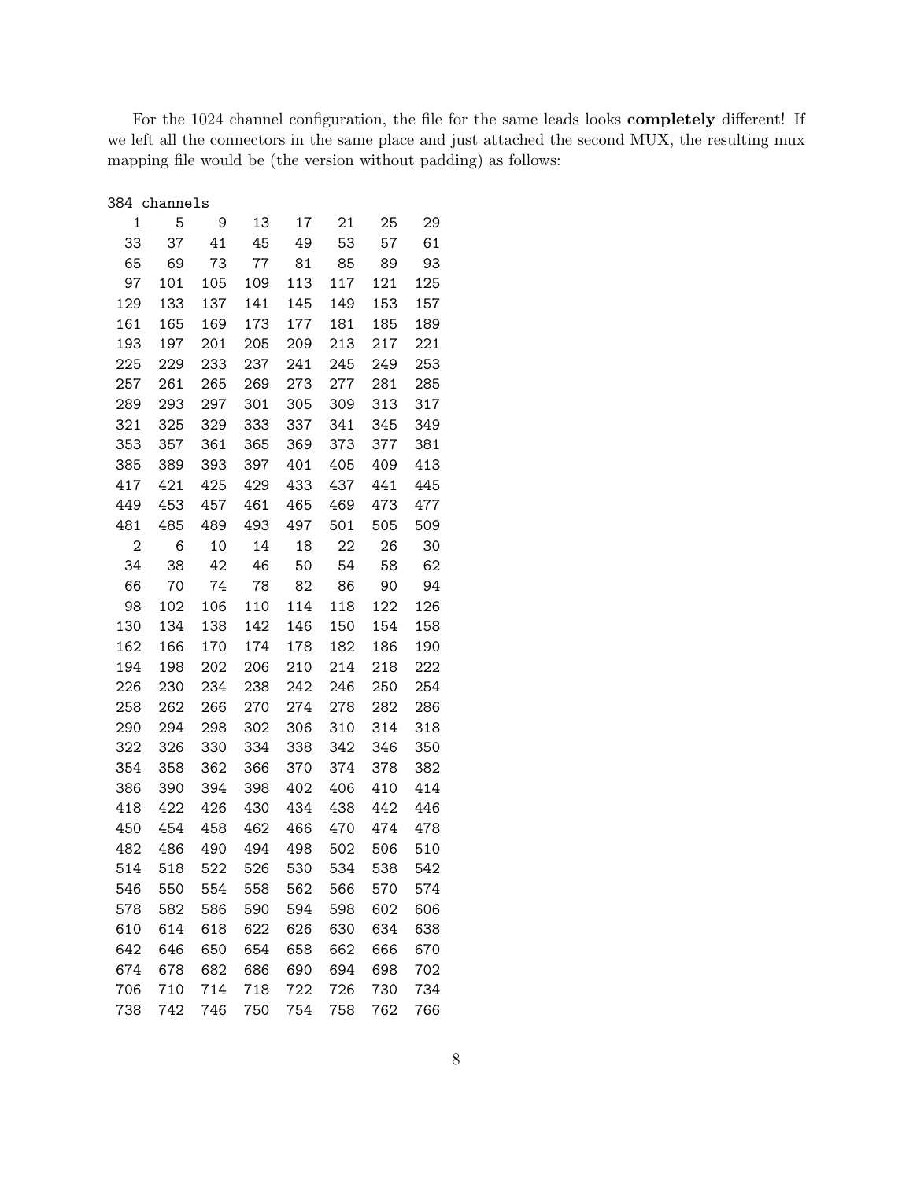For the 1024 channel configuration, the file for the same leads looks **completely** different! If we left all the connectors in the same place and just attached the second MUX, the resulting mux mapping file would be (the version without padding) as follows:

```
384 channels
   1    5    9   13   17   21   25   29
  33   37   41   45   49   53   57   61
  65   69   73   77   81   85   89   93
  97  101  105  109  113  117  121  125
 129  133  137  141  145  149  153  157
 161  165  169  173  177  181  185  189
 193  197  201  205  209  213  217  221
 225  229  233  237  241  245  249  253
 257  261  265  269  273  277  281  285
 289  293  297  301  305  309  313  317
 321  325  329  333  337  341  345  349
 353  357  361  365  369  373  377  381
 385  389  393  397  401  405  409  413
 417  421  425  429  433  437  441  445
 449  453  457  461  465  469  473  477
 481  485  489  493  497  501  505  509
   2    6   10   14   18   22   26   30
  34   38   42   46   50   54   58   62
  66   70   74   78   82   86   90   94
  98  102  106  110  114  118  122  126
 130  134  138  142  146  150  154  158
 162  166  170  174  178  182  186  190
 194  198  202  206  210  214  218  222
 226  230  234  238  242  246  250  254
 258  262  266  270  274  278  282  286
 290  294  298  302  306  310  314  318
 322  326  330  334  338  342  346  350
 354  358  362  366  370  374  378  382
 386  390  394  398  402  406  410  414
 418  422  426  430  434  438  442  446
 450  454  458  462  466  470  474  478
 482  486  490  494  498  502  506  510
 514  518  522  526  530  534  538  542
 546  550  554  558  562  566  570  574
 578  582  586  590  594  598  602  606
 610  614  618  622  626  630  634  638
 642  646  650  654  658  662  666  670
 674  678  682  686  690  694  698  702
 706  710  714  718  722  726  730  734
 738  742  746  750  754  758  762  766
```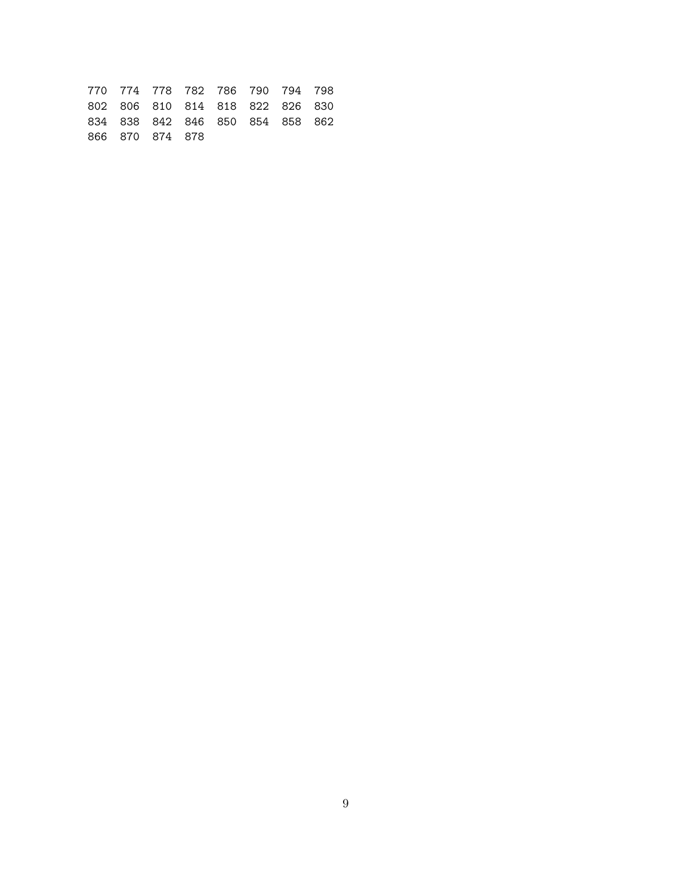| | | | | | | | |
|---|---|---|---|---|---|---|---|
| 770 | 774 | 778 | 782 | 786 | 790 | 794 | 798 |
| 802 | 806 | 810 | 814 | 818 | 822 | 826 | 830 |
| 834 | 838 | 842 | 846 | 850 | 854 | 858 | 862 |
| 866 | 870 | 874 | 878 | | | | |